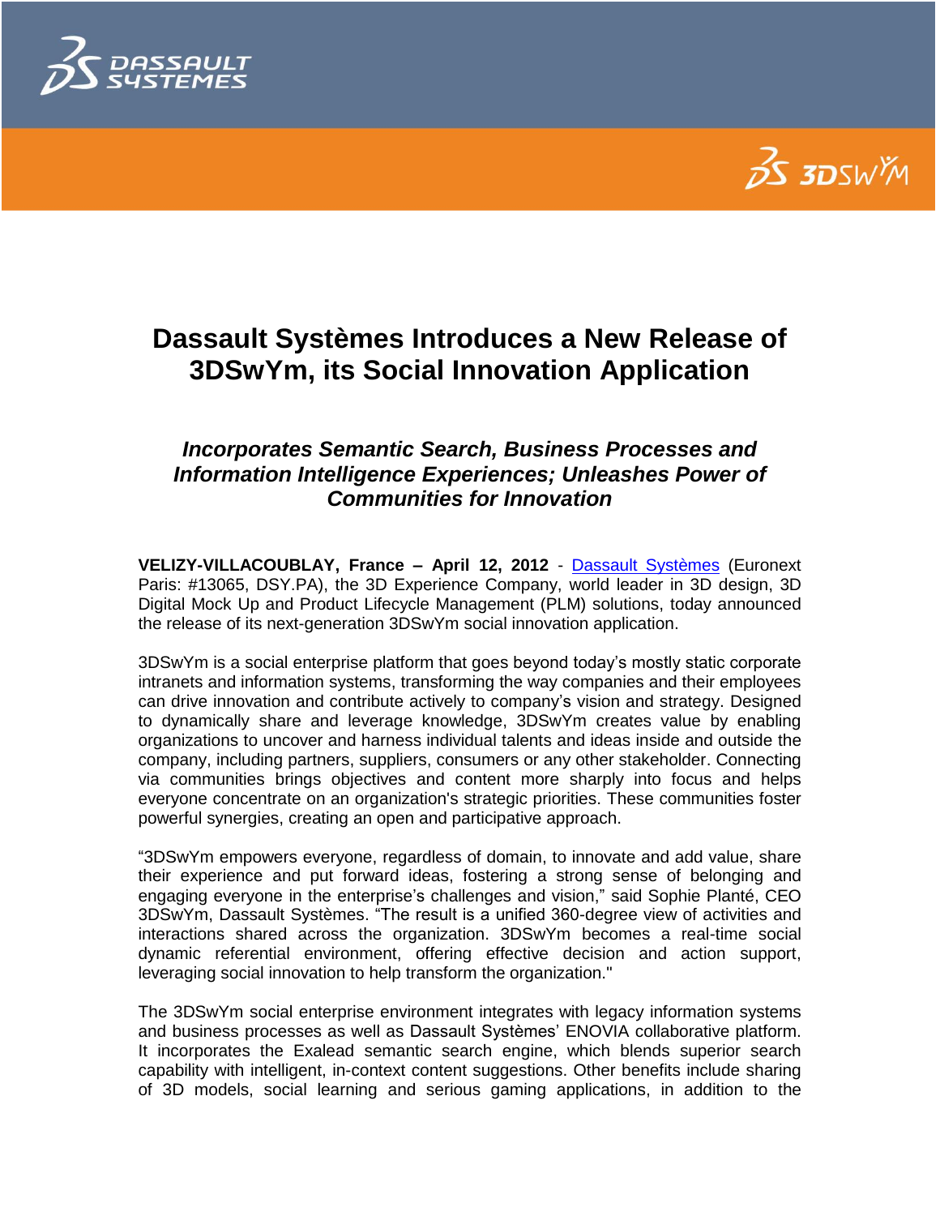# Dassault Systèmes Introduces a New Release of 3DSwYm, its Social Innovation Application

## *Incorporates Semantic Search, Business Processes and Information Intelligence Experiences; Unleashes Power of Communities for Innovation*

**VELIZY-VILLACOUBLAY, France – April 12, 2012** - Dassault Systèmes (Euronext Paris: #13065, DSY.PA), the 3D Experience Company, world leader in 3D design, 3D Digital Mock Up and Product Lifecycle Management (PLM) solutions, today announced the release of its next-generation 3DSwYm social innovation application.

3DSwYm is a social enterprise platform that goes beyond today's mostly static corporate intranets and information systems, transforming the way companies and their employees can drive innovation and contribute actively to company's vision and strategy. Designed to dynamically share and leverage knowledge, 3DSwYm creates value by enabling organizations to uncover and harness individual talents and ideas inside and outside the company, including partners, suppliers, consumers or any other stakeholder. Connecting via communities brings objectives and content more sharply into focus and helps everyone concentrate on an organization's strategic priorities. These communities foster powerful synergies, creating an open and participative approach.

"3DSwYm empowers everyone, regardless of domain, to innovate and add value, share their experience and put forward ideas, fostering a strong sense of belonging and engaging everyone in the enterprise's challenges and vision," said Sophie Planté, CEO 3DSwYm, Dassault Systèmes. "The result is a unified 360-degree view of activities and interactions shared across the organization. 3DSwYm becomes a real-time social dynamic referential environment, offering effective decision and action support, leveraging social innovation to help transform the organization."

The 3DSwYm social enterprise environment integrates with legacy information systems and business processes as well as Dassault Systèmes' ENOVIA collaborative platform. It incorporates the Exalead semantic search engine, which blends superior search capability with intelligent, in-context content suggestions. Other benefits include sharing of 3D models, social learning and serious gaming applications, in addition to the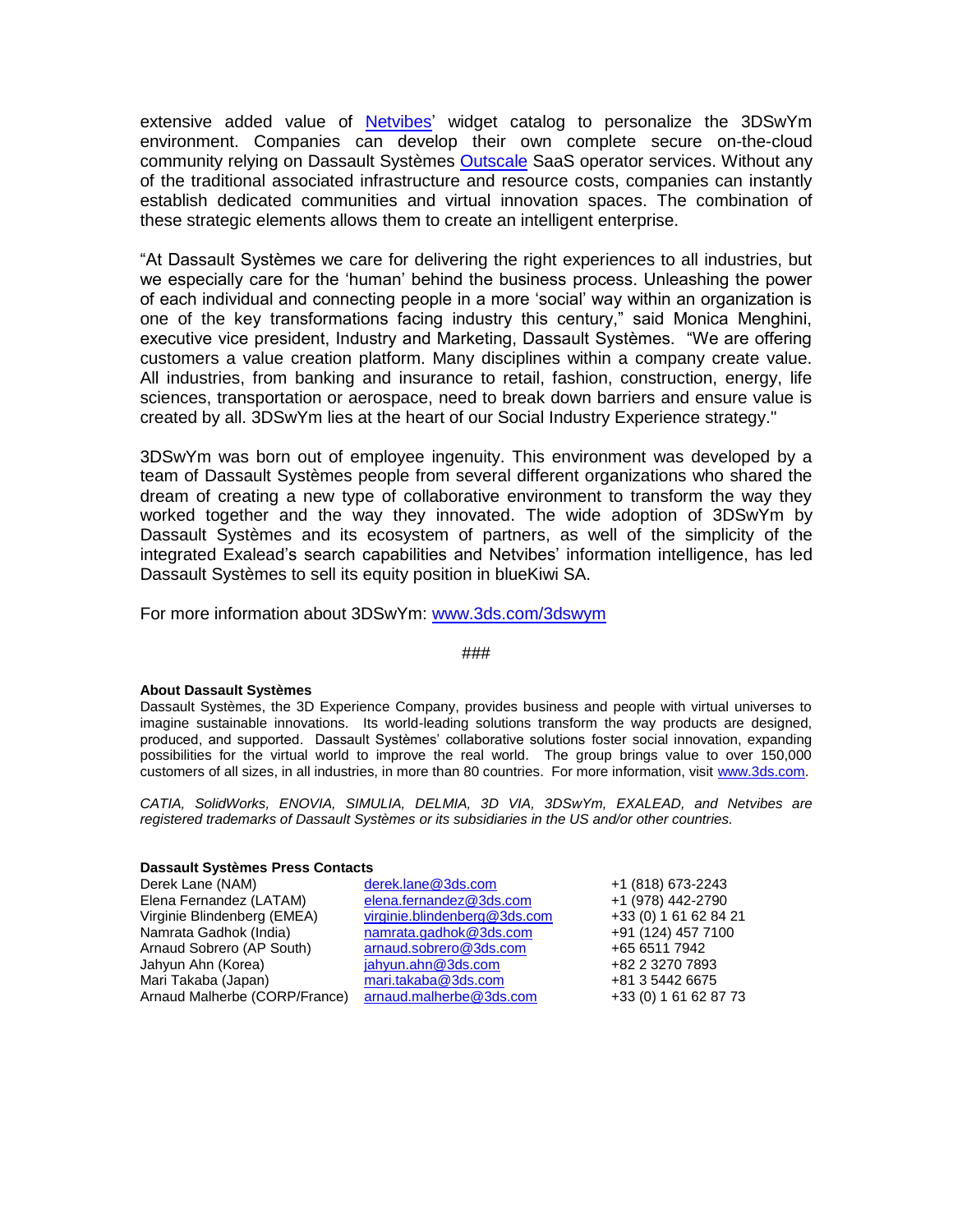extensive added value of Netvibes' widget catalog to personalize the 3DSwYm environment. Companies can develop their own complete secure on-the-cloud community relying on Dassault Systèmes Outscale SaaS operator services. Without any of the traditional associated infrastructure and resource costs, companies can instantly establish dedicated communities and virtual innovation spaces. The combination of these strategic elements allows them to create an intelligent enterprise.

"At Dassault Systèmes we care for delivering the right experiences to all industries, but we especially care for the 'human' behind the business process. Unleashing the power of each individual and connecting people in a more 'social' way within an organization is one of the key transformations facing industry this century," said Monica Menghini, executive vice president, Industry and Marketing, Dassault Systèmes. "We are offering customers a value creation platform. Many disciplines within a company create value. All industries, from banking and insurance to retail, fashion, construction, energy, life sciences, transportation or aerospace, need to break down barriers and ensure value is created by all. 3DSwYm lies at the heart of our Social Industry Experience strategy."

3DSwYm was born out of employee ingenuity. This environment was developed by a team of Dassault Systèmes people from several different organizations who shared the dream of creating a new type of collaborative environment to transform the way they worked together and the way they innovated. The wide adoption of 3DSwYm by Dassault Systèmes and its ecosystem of partners, as well of the simplicity of the integrated Exalead's search capabilities and Netvibes' information intelligence, has led Dassault Systèmes to sell its equity position in blueKiwi SA.

For more information about 3DSwYm: www.3ds.com/3dswym

###

**About Dassault Systèmes**

Dassault Systèmes, the 3D Experience Company, provides business and people with virtual universes to imagine sustainable innovations. Its world-leading solutions transform the way products are designed, produced, and supported. Dassault Systèmes' collaborative solutions foster social innovation, expanding possibilities for the virtual world to improve the real world. The group brings value to over 150,000 customers of all sizes, in all industries, in more than 80 countries. For more information, visit www.3ds.com.

*CATIA, SolidWorks, ENOVIA, SIMULIA, DELMIA, 3D VIA, 3DSwYm, EXALEAD, and Netvibes are registered trademarks of Dassault Systèmes or its subsidiaries in the US and/or other countries.*

**Dassault Systèmes Press Contacts**

| | | |
|---|---|---|
| Derek Lane (NAM) | derek.lane@3ds.com | +1 (818) 673-2243 |
| Elena Fernandez (LATAM) | elena.fernandez@3ds.com | +1 (978) 442-2790 |
| Virginie Blindenberg (EMEA) | virginie.blindenberg@3ds.com | +33 (0) 1 61 62 84 21 |
| Namrata Gadhok (India) | namrata.gadhok@3ds.com | +91 (124) 457 7100 |
| Arnaud Sobrero (AP South) | arnaud.sobrero@3ds.com | +65 6511 7942 |
| Jahyun Ahn (Korea) | jahyun.ahn@3ds.com | +82 2 3270 7893 |
| Mari Takaba (Japan) | mari.takaba@3ds.com | +81 3 5442 6675 |
| Arnaud Malherbe (CORP/France) | arnaud.malherbe@3ds.com | +33 (0) 1 61 62 87 73 |